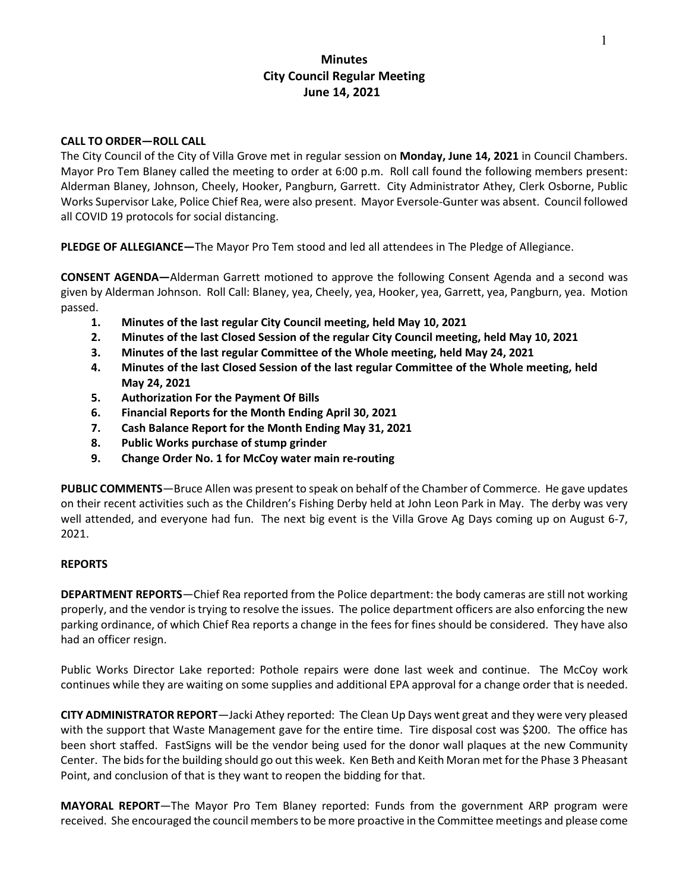# Minutes
## City Council Regular Meeting
## June 14, 2021

**CALL TO ORDER—ROLL CALL**

The City Council of the City of Villa Grove met in regular session on **Monday, June 14, 2021** in Council Chambers. Mayor Pro Tem Blaney called the meeting to order at 6:00 p.m. Roll call found the following members present: Alderman Blaney, Johnson, Cheely, Hooker, Pangburn, Garrett. City Administrator Athey, Clerk Osborne, Public Works Supervisor Lake, Police Chief Rea, were also present. Mayor Eversole-Gunter was absent. Council followed all COVID 19 protocols for social distancing.

**PLEDGE OF ALLEGIANCE—**The Mayor Pro Tem stood and led all attendees in The Pledge of Allegiance.

**CONSENT AGENDA—**Alderman Garrett motioned to approve the following Consent Agenda and a second was given by Alderman Johnson. Roll Call: Blaney, yea, Cheely, yea, Hooker, yea, Garrett, yea, Pangburn, yea. Motion passed.

1. **Minutes of the last regular City Council meeting, held May 10, 2021**
2. **Minutes of the last Closed Session of the regular City Council meeting, held May 10, 2021**
3. **Minutes of the last regular Committee of the Whole meeting, held May 24, 2021**
4. **Minutes of the last Closed Session of the last regular Committee of the Whole meeting, held May 24, 2021**
5. **Authorization For the Payment Of Bills**
6. **Financial Reports for the Month Ending April 30, 2021**
7. **Cash Balance Report for the Month Ending May 31, 2021**
8. **Public Works purchase of stump grinder**
9. **Change Order No. 1 for McCoy water main re-routing**

**PUBLIC COMMENTS**—Bruce Allen was present to speak on behalf of the Chamber of Commerce. He gave updates on their recent activities such as the Children's Fishing Derby held at John Leon Park in May. The derby was very well attended, and everyone had fun. The next big event is the Villa Grove Ag Days coming up on August 6-7, 2021.

**REPORTS**

**DEPARTMENT REPORTS**—Chief Rea reported from the Police department: the body cameras are still not working properly, and the vendor is trying to resolve the issues. The police department officers are also enforcing the new parking ordinance, of which Chief Rea reports a change in the fees for fines should be considered. They have also had an officer resign.

Public Works Director Lake reported: Pothole repairs were done last week and continue. The McCoy work continues while they are waiting on some supplies and additional EPA approval for a change order that is needed.

**CITY ADMINISTRATOR REPORT**—Jacki Athey reported: The Clean Up Days went great and they were very pleased with the support that Waste Management gave for the entire time. Tire disposal cost was $200. The office has been short staffed. FastSigns will be the vendor being used for the donor wall plaques at the new Community Center. The bids for the building should go out this week. Ken Beth and Keith Moran met for the Phase 3 Pheasant Point, and conclusion of that is they want to reopen the bidding for that.

**MAYORAL REPORT**—The Mayor Pro Tem Blaney reported: Funds from the government ARP program were received. She encouraged the council members to be more proactive in the Committee meetings and please come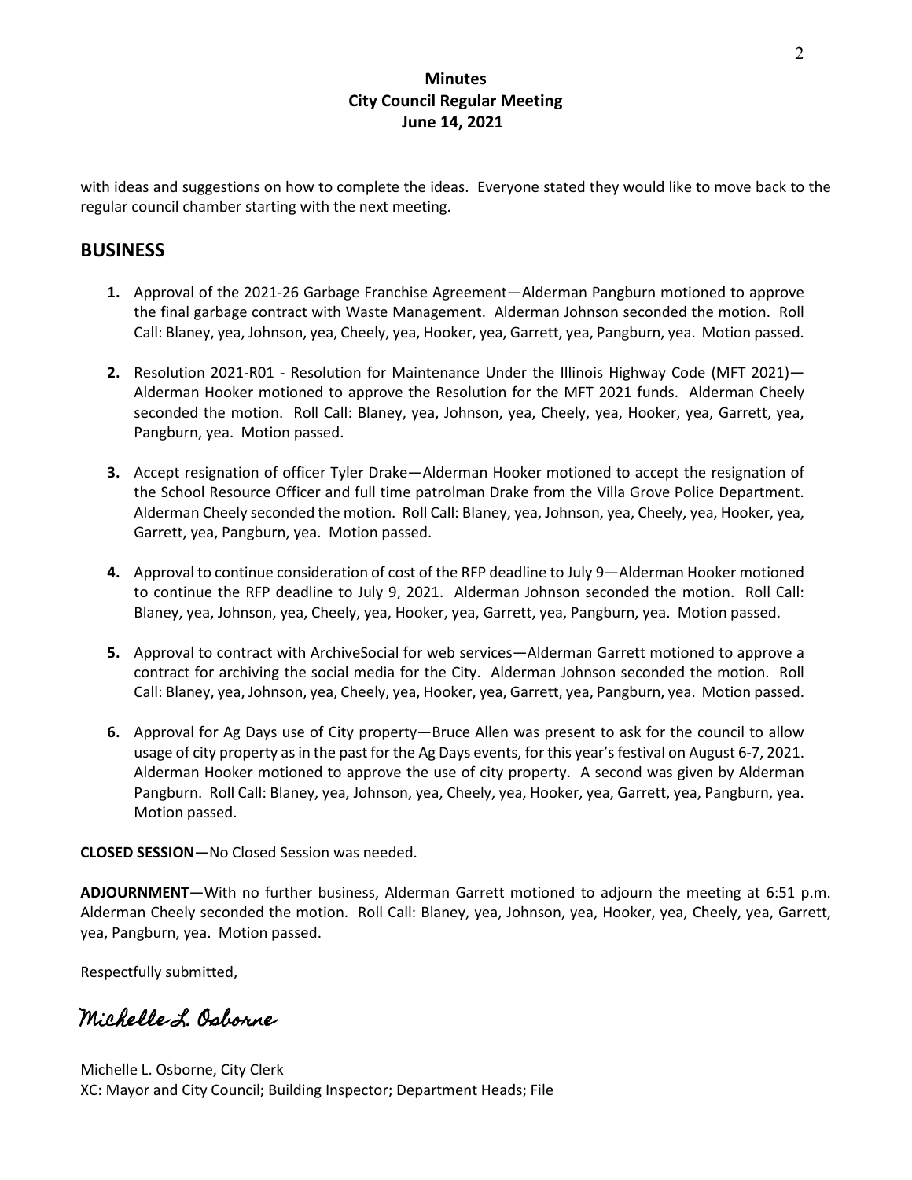# Minutes
## City Council Regular Meeting
## June 14, 2021

with ideas and suggestions on how to complete the ideas. Everyone stated they would like to move back to the regular council chamber starting with the next meeting.

## BUSINESS

1. Approval of the 2021-26 Garbage Franchise Agreement—Alderman Pangburn motioned to approve the final garbage contract with Waste Management. Alderman Johnson seconded the motion. Roll Call: Blaney, yea, Johnson, yea, Cheely, yea, Hooker, yea, Garrett, yea, Pangburn, yea. Motion passed.

2. Resolution 2021-R01 - Resolution for Maintenance Under the Illinois Highway Code (MFT 2021)—Alderman Hooker motioned to approve the Resolution for the MFT 2021 funds. Alderman Cheely seconded the motion. Roll Call: Blaney, yea, Johnson, yea, Cheely, yea, Hooker, yea, Garrett, yea, Pangburn, yea. Motion passed.

3. Accept resignation of officer Tyler Drake—Alderman Hooker motioned to accept the resignation of the School Resource Officer and full time patrolman Drake from the Villa Grove Police Department. Alderman Cheely seconded the motion. Roll Call: Blaney, yea, Johnson, yea, Cheely, yea, Hooker, yea, Garrett, yea, Pangburn, yea. Motion passed.

4. Approval to continue consideration of cost of the RFP deadline to July 9—Alderman Hooker motioned to continue the RFP deadline to July 9, 2021. Alderman Johnson seconded the motion. Roll Call: Blaney, yea, Johnson, yea, Cheely, yea, Hooker, yea, Garrett, yea, Pangburn, yea. Motion passed.

5. Approval to contract with ArchiveSocial for web services—Alderman Garrett motioned to approve a contract for archiving the social media for the City. Alderman Johnson seconded the motion. Roll Call: Blaney, yea, Johnson, yea, Cheely, yea, Hooker, yea, Garrett, yea, Pangburn, yea. Motion passed.

6. Approval for Ag Days use of City property—Bruce Allen was present to ask for the council to allow usage of city property as in the past for the Ag Days events, for this year's festival on August 6-7, 2021. Alderman Hooker motioned to approve the use of city property. A second was given by Alderman Pangburn. Roll Call: Blaney, yea, Johnson, yea, Cheely, yea, Hooker, yea, Garrett, yea, Pangburn, yea. Motion passed.

**CLOSED SESSION**—No Closed Session was needed.

**ADJOURNMENT**—With no further business, Alderman Garrett motioned to adjourn the meeting at 6:51 p.m. Alderman Cheely seconded the motion. Roll Call: Blaney, yea, Johnson, yea, Hooker, yea, Cheely, yea, Garrett, yea, Pangburn, yea. Motion passed.

Respectfully submitted,

*Michelle L. Osborne*

Michelle L. Osborne, City Clerk
XC: Mayor and City Council; Building Inspector; Department Heads; File